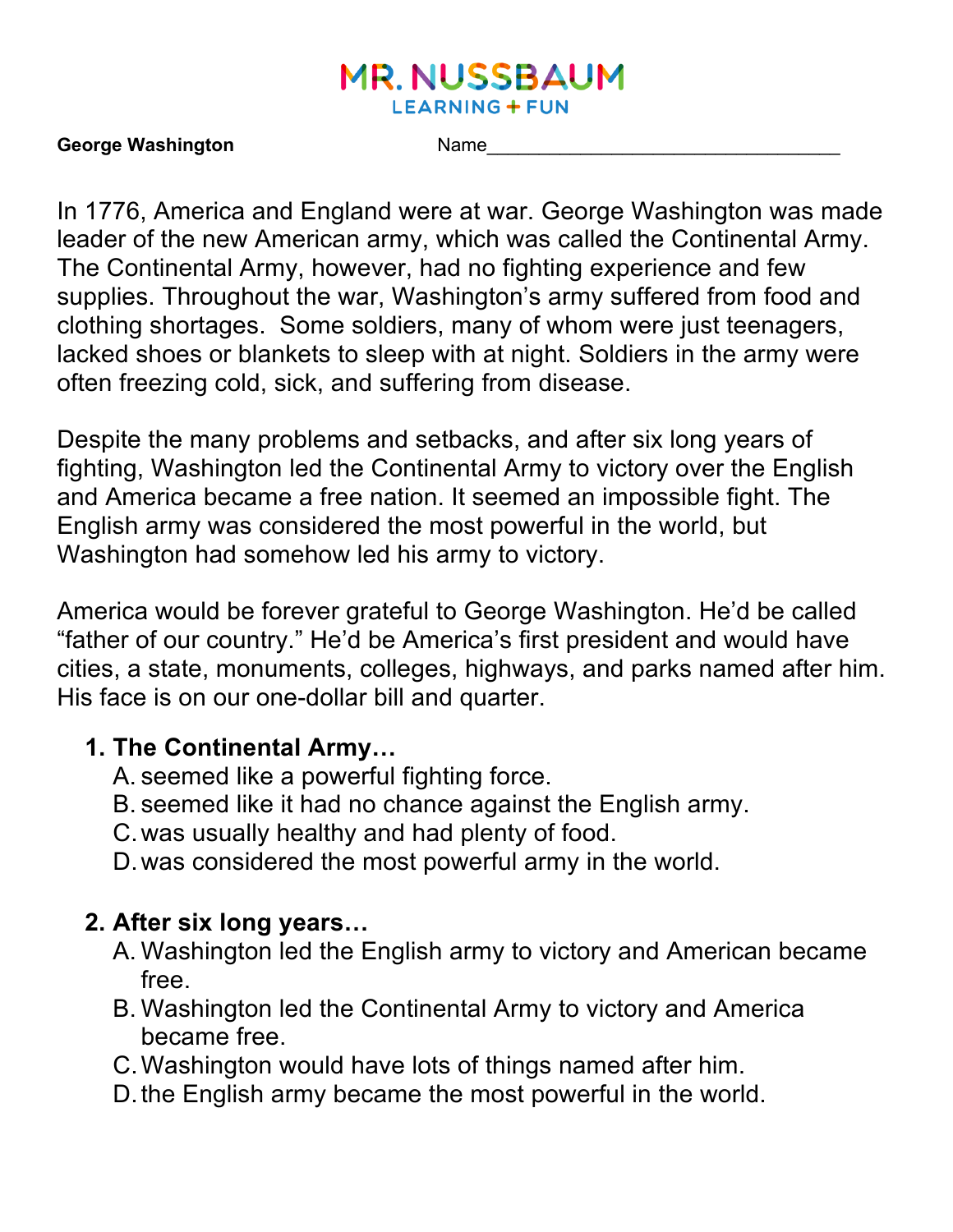MR. NUSSBAUM
LEARNING + FUN

**George Washington** Name_________________________________

In 1776, America and England were at war. George Washington was made leader of the new American army, which was called the Continental Army. The Continental Army, however, had no fighting experience and few supplies. Throughout the war, Washington's army suffered from food and clothing shortages. Some soldiers, many of whom were just teenagers, lacked shoes or blankets to sleep with at night. Soldiers in the army were often freezing cold, sick, and suffering from disease.

Despite the many problems and setbacks, and after six long years of fighting, Washington led the Continental Army to victory over the English and America became a free nation. It seemed an impossible fight. The English army was considered the most powerful in the world, but Washington had somehow led his army to victory.

America would be forever grateful to George Washington. He'd be called "father of our country." He'd be America's first president and would have cities, a state, monuments, colleges, highways, and parks named after him. His face is on our one-dollar bill and quarter.

1. **The Continental Army…**
   A. seemed like a powerful fighting force.
   B. seemed like it had no chance against the English army.
   C. was usually healthy and had plenty of food.
   D. was considered the most powerful army in the world.

2. **After six long years…**
   A. Washington led the English army to victory and American became free.
   B. Washington led the Continental Army to victory and America became free.
   C. Washington would have lots of things named after him.
   D. the English army became the most powerful in the world.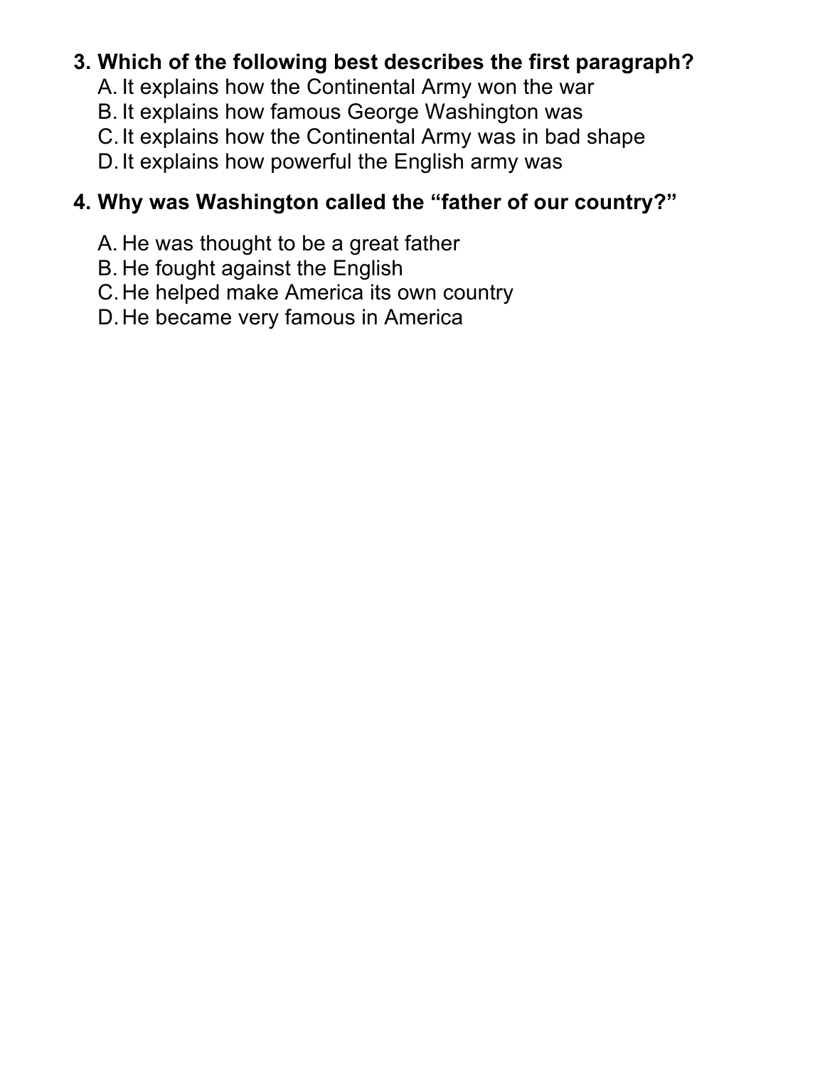**3. Which of the following best describes the first paragraph?**

A. It explains how the Continental Army won the war
B. It explains how famous George Washington was
C. It explains how the Continental Army was in bad shape
D. It explains how powerful the English army was

**4. Why was Washington called the "father of our country?"**

A. He was thought to be a great father
B. He fought against the English
C. He helped make America its own country
D. He became very famous in America